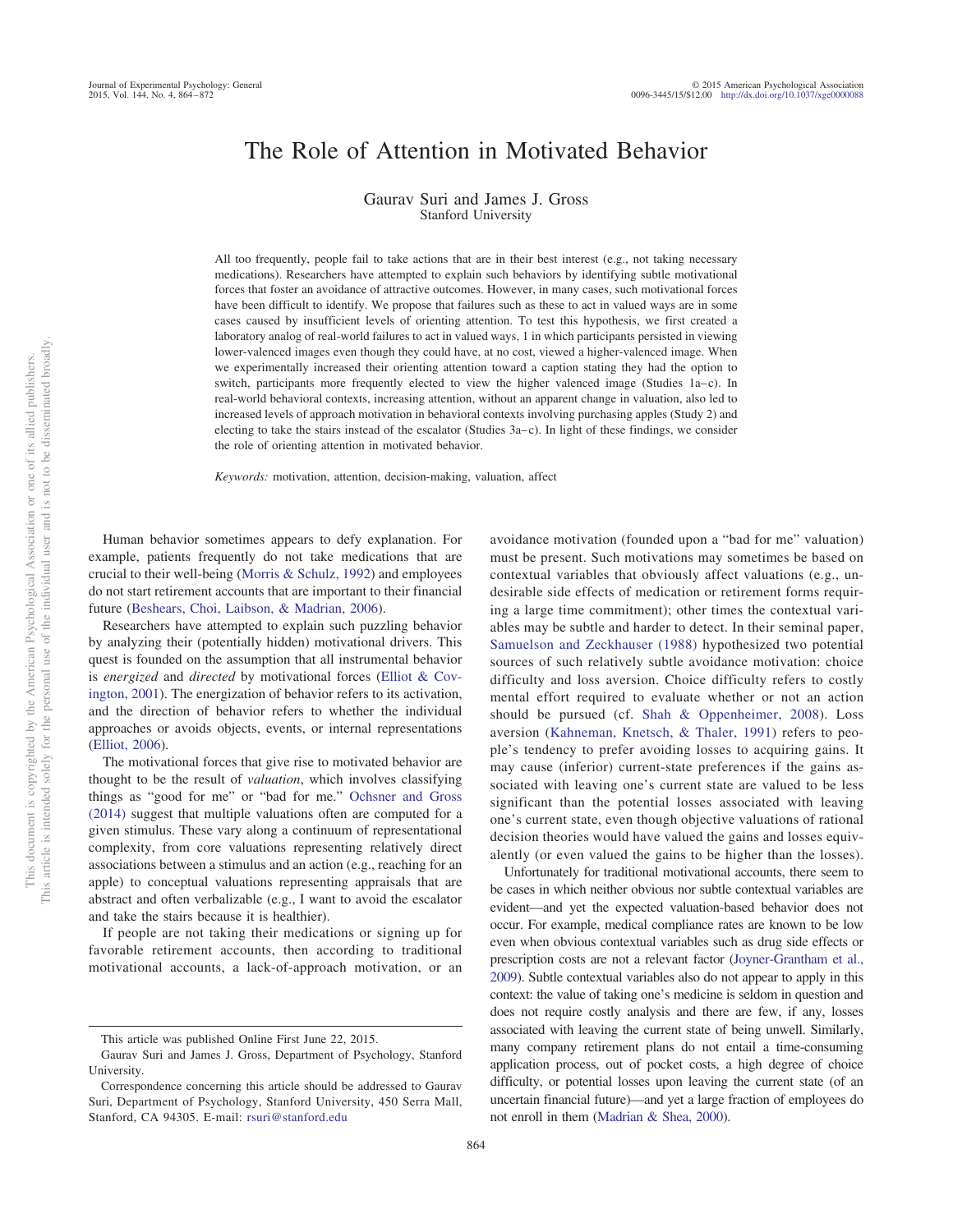# The Role of Attention in Motivated Behavior

Gaurav Suri and James J. Gross
Stanford University

All too frequently, people fail to take actions that are in their best interest (e.g., not taking necessary medications). Researchers have attempted to explain such behaviors by identifying subtle motivational forces that foster an avoidance of attractive outcomes. However, in many cases, such motivational forces have been difficult to identify. We propose that failures such as these to act in valued ways are in some cases caused by insufficient levels of orienting attention. To test this hypothesis, we first created a laboratory analog of real-world failures to act in valued ways, 1 in which participants persisted in viewing lower-valenced images even though they could have, at no cost, viewed a higher-valenced image. When we experimentally increased their orienting attention toward a caption stating they had the option to switch, participants more frequently elected to view the higher valenced image (Studies 1a–c). In real-world behavioral contexts, increasing attention, without an apparent change in valuation, also led to increased levels of approach motivation in behavioral contexts involving purchasing apples (Study 2) and electing to take the stairs instead of the escalator (Studies 3a–c). In light of these findings, we consider the role of orienting attention in motivated behavior.

*Keywords:* motivation, attention, decision-making, valuation, affect

Human behavior sometimes appears to defy explanation. For example, patients frequently do not take medications that are crucial to their well-being (Morris & Schulz, 1992) and employees do not start retirement accounts that are important to their financial future (Beshears, Choi, Laibson, & Madrian, 2006).

Researchers have attempted to explain such puzzling behavior by analyzing their (potentially hidden) motivational drivers. This quest is founded on the assumption that all instrumental behavior is *energized* and *directed* by motivational forces (Elliot & Covington, 2001). The energization of behavior refers to its activation, and the direction of behavior refers to whether the individual approaches or avoids objects, events, or internal representations (Elliot, 2006).

The motivational forces that give rise to motivated behavior are thought to be the result of *valuation*, which involves classifying things as "good for me" or "bad for me." Ochsner and Gross (2014) suggest that multiple valuations often are computed for a given stimulus. These vary along a continuum of representational complexity, from core valuations representing relatively direct associations between a stimulus and an action (e.g., reaching for an apple) to conceptual valuations representing appraisals that are abstract and often verbalizable (e.g., I want to avoid the escalator and take the stairs because it is healthier).

If people are not taking their medications or signing up for favorable retirement accounts, then according to traditional motivational accounts, a lack-of-approach motivation, or an avoidance motivation (founded upon a "bad for me" valuation) must be present. Such motivations may sometimes be based on contextual variables that obviously affect valuations (e.g., undesirable side effects of medication or retirement forms requiring a large time commitment); other times the contextual variables may be subtle and harder to detect. In their seminal paper, Samuelson and Zeckhauser (1988) hypothesized two potential sources of such relatively subtle avoidance motivation: choice difficulty and loss aversion. Choice difficulty refers to costly mental effort required to evaluate whether or not an action should be pursued (cf. Shah & Oppenheimer, 2008). Loss aversion (Kahneman, Knetsch, & Thaler, 1991) refers to people's tendency to prefer avoiding losses to acquiring gains. It may cause (inferior) current-state preferences if the gains associated with leaving one's current state are valued to be less significant than the potential losses associated with leaving one's current state, even though objective valuations of rational decision theories would have valued the gains and losses equivalently (or even valued the gains to be higher than the losses).

Unfortunately for traditional motivational accounts, there seem to be cases in which neither obvious nor subtle contextual variables are evident—and yet the expected valuation-based behavior does not occur. For example, medical compliance rates are known to be low even when obvious contextual variables such as drug side effects or prescription costs are not a relevant factor (Joyner-Grantham et al., 2009). Subtle contextual variables also do not appear to apply in this context: the value of taking one's medicine is seldom in question and does not require costly analysis and there are few, if any, losses associated with leaving the current state of being unwell. Similarly, many company retirement plans do not entail a time-consuming application process, out of pocket costs, a high degree of choice difficulty, or potential losses upon leaving the current state (of an uncertain financial future)—and yet a large fraction of employees do not enroll in them (Madrian & Shea, 2000).

This article was published Online First June 22, 2015.

Gaurav Suri and James J. Gross, Department of Psychology, Stanford University.

Correspondence concerning this article should be addressed to Gaurav Suri, Department of Psychology, Stanford University, 450 Serra Mall, Stanford, CA 94305. E-mail: rsuri@stanford.edu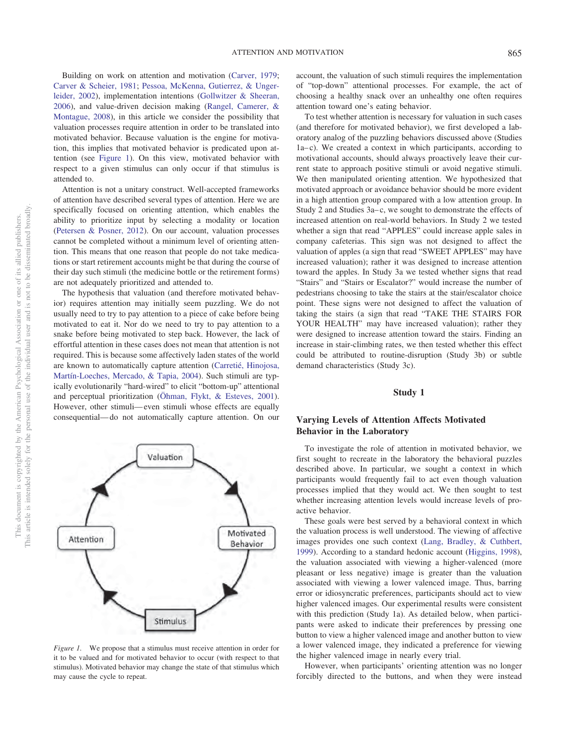Building on work on attention and motivation (Carver, 1979; Carver & Scheier, 1981; Pessoa, McKenna, Gutierrez, & Ungerleider, 2002), implementation intentions (Gollwitzer & Sheeran, 2006), and value-driven decision making (Rangel, Camerer, & Montague, 2008), in this article we consider the possibility that valuation processes require attention in order to be translated into motivated behavior. Because valuation is the engine for motivation, this implies that motivated behavior is predicated upon attention (see Figure 1). On this view, motivated behavior with respect to a given stimulus can only occur if that stimulus is attended to.

Attention is not a unitary construct. Well-accepted frameworks of attention have described several types of attention. Here we are specifically focused on orienting attention, which enables the ability to prioritize input by selecting a modality or location (Petersen & Posner, 2012). On our account, valuation processes cannot be completed without a minimum level of orienting attention. This means that one reason that people do not take medications or start retirement accounts might be that during the course of their day such stimuli (the medicine bottle or the retirement forms) are not adequately prioritized and attended to.

The hypothesis that valuation (and therefore motivated behavior) requires attention may initially seem puzzling. We do not usually need to try to pay attention to a piece of cake before being motivated to eat it. Nor do we need to try to pay attention to a snake before being motivated to step back. However, the lack of effortful attention in these cases does not mean that attention is not required. This is because some affectively laden states of the world are known to automatically capture attention (Carretié, Hinojosa, Martín-Loeches, Mercado, & Tapia, 2004). Such stimuli are typically evolutionarily "hard-wired" to elicit "bottom-up" attentional and perceptual prioritization (Öhman, Flykt, & Esteves, 2001). However, other stimuli—even stimuli whose effects are equally consequential—do not automatically capture attention. On our account, the valuation of such stimuli requires the implementation of "top-down" attentional processes. For example, the act of choosing a healthy snack over an unhealthy one often requires attention toward one's eating behavior.

Figure 1. We propose that a stimulus must receive attention in order for it to be valued and for motivated behavior to occur (with respect to that stimulus). Motivated behavior may change the state of that stimulus which may cause the cycle to repeat.

To test whether attention is necessary for valuation in such cases (and therefore for motivated behavior), we first developed a laboratory analog of the puzzling behaviors discussed above (Studies 1a–c). We created a context in which participants, according to motivational accounts, should always proactively leave their current state to approach positive stimuli or avoid negative stimuli. We then manipulated orienting attention. We hypothesized that motivated approach or avoidance behavior should be more evident in a high attention group compared with a low attention group. In Study 2 and Studies 3a–c, we sought to demonstrate the effects of increased attention on real-world behaviors. In Study 2 we tested whether a sign that read "APPLES" could increase apple sales in company cafeterias. This sign was not designed to affect the valuation of apples (a sign that read "SWEET APPLES" may have increased valuation); rather it was designed to increase attention toward the apples. In Study 3a we tested whether signs that read "Stairs" and "Stairs or Escalator?" would increase the number of pedestrians choosing to take the stairs at the stair/escalator choice point. These signs were not designed to affect the valuation of taking the stairs (a sign that read "TAKE THE STAIRS FOR YOUR HEALTH" may have increased valuation); rather they were designed to increase attention toward the stairs. Finding an increase in stair-climbing rates, we then tested whether this effect could be attributed to routine-disruption (Study 3b) or subtle demand characteristics (Study 3c).

## Study 1

### Varying Levels of Attention Affects Motivated Behavior in the Laboratory

To investigate the role of attention in motivated behavior, we first sought to recreate in the laboratory the behavioral puzzles described above. In particular, we sought a context in which participants would frequently fail to act even though valuation processes implied that they would act. We then sought to test whether increasing attention levels would increase levels of proactive behavior.

These goals were best served by a behavioral context in which the valuation process is well understood. The viewing of affective images provides one such context (Lang, Bradley, & Cuthbert, 1999). According to a standard hedonic account (Higgins, 1998), the valuation associated with viewing a higher-valenced (more pleasant or less negative) image is greater than the valuation associated with viewing a lower valenced image. Thus, barring error or idiosyncratic preferences, participants should act to view higher valenced images. Our experimental results were consistent with this prediction (Study 1a). As detailed below, when participants were asked to indicate their preferences by pressing one button to view a higher valenced image and another button to view a lower valenced image, they indicated a preference for viewing the higher valenced image in nearly every trial.

However, when participants' orienting attention was no longer forcibly directed to the buttons, and when they were instead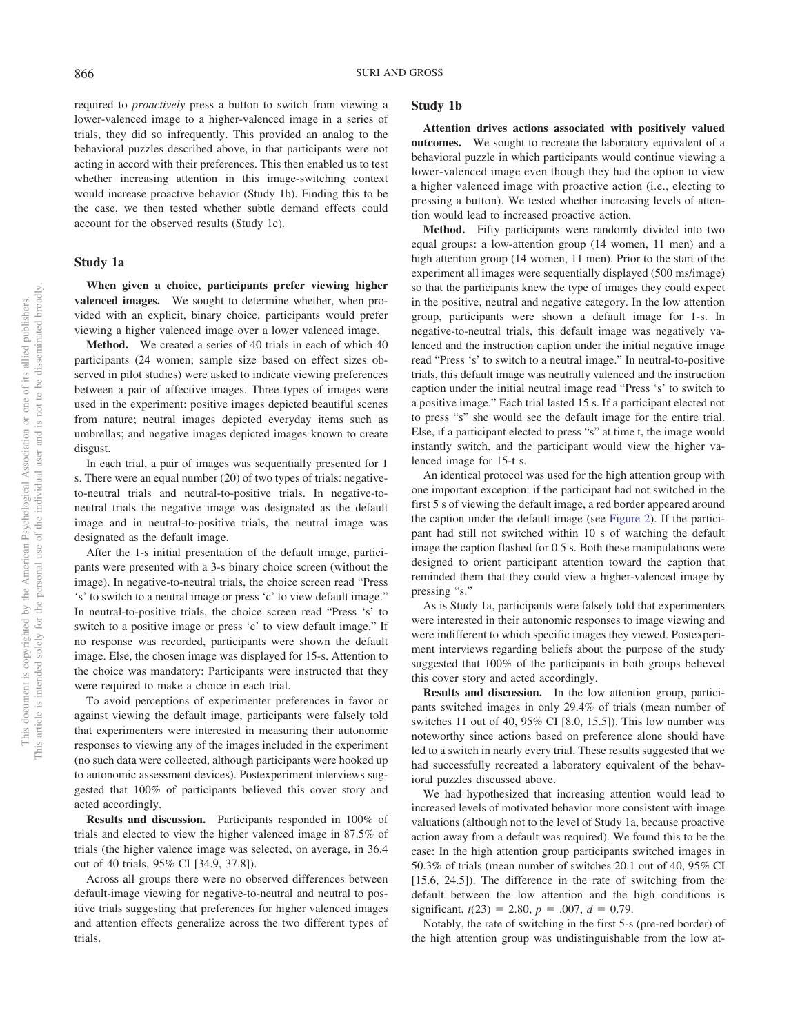required to *proactively* press a button to switch from viewing a lower-valenced image to a higher-valenced image in a series of trials, they did so infrequently. This provided an analog to the behavioral puzzles described above, in that participants were not acting in accord with their preferences. This then enabled us to test whether increasing attention in this image-switching context would increase proactive behavior (Study 1b). Finding this to be the case, we then tested whether subtle demand effects could account for the observed results (Study 1c).

## Study 1a

**When given a choice, participants prefer viewing higher valenced images.** We sought to determine whether, when provided with an explicit, binary choice, participants would prefer viewing a higher valenced image over a lower valenced image.

**Method.** We created a series of 40 trials in each of which 40 participants (24 women; sample size based on effect sizes observed in pilot studies) were asked to indicate viewing preferences between a pair of affective images. Three types of images were used in the experiment: positive images depicted beautiful scenes from nature; neutral images depicted everyday items such as umbrellas; and negative images depicted images known to create disgust.

In each trial, a pair of images was sequentially presented for 1 s. There were an equal number (20) of two types of trials: negative-to-neutral trials and neutral-to-positive trials. In negative-to-neutral trials the negative image was designated as the default image and in neutral-to-positive trials, the neutral image was designated as the default image.

After the 1-s initial presentation of the default image, participants were presented with a 3-s binary choice screen (without the image). In negative-to-neutral trials, the choice screen read "Press 's' to switch to a neutral image or press 'c' to view default image." In neutral-to-positive trials, the choice screen read "Press 's' to switch to a positive image or press 'c' to view default image." If no response was recorded, participants were shown the default image. Else, the chosen image was displayed for 15-s. Attention to the choice was mandatory: Participants were instructed that they were required to make a choice in each trial.

To avoid perceptions of experimenter preferences in favor or against viewing the default image, participants were falsely told that experimenters were interested in measuring their autonomic responses to viewing any of the images included in the experiment (no such data were collected, although participants were hooked up to autonomic assessment devices). Postexperiment interviews suggested that 100% of participants believed this cover story and acted accordingly.

**Results and discussion.** Participants responded in 100% of trials and elected to view the higher valenced image in 87.5% of trials (the higher valence image was selected, on average, in 36.4 out of 40 trials, 95% CI [34.9, 37.8]).

Across all groups there were no observed differences between default-image viewing for negative-to-neutral and neutral to positive trials suggesting that preferences for higher valenced images and attention effects generalize across the two different types of trials.

## Study 1b

**Attention drives actions associated with positively valued outcomes.** We sought to recreate the laboratory equivalent of a behavioral puzzle in which participants would continue viewing a lower-valenced image even though they had the option to view a higher valenced image with proactive action (i.e., electing to pressing a button). We tested whether increasing levels of attention would lead to increased proactive action.

**Method.** Fifty participants were randomly divided into two equal groups: a low-attention group (14 women, 11 men) and a high attention group (14 women, 11 men). Prior to the start of the experiment all images were sequentially displayed (500 ms/image) so that the participants knew the type of images they could expect in the positive, neutral and negative category. In the low attention group, participants were shown a default image for 1-s. In negative-to-neutral trials, this default image was negatively valenced and the instruction caption under the initial negative image read "Press 's' to switch to a neutral image." In neutral-to-positive trials, this default image was neutrally valenced and the instruction caption under the initial neutral image read "Press 's' to switch to a positive image." Each trial lasted 15 s. If a participant elected not to press "s" she would see the default image for the entire trial. Else, if a participant elected to press "s" at time t, the image would instantly switch, and the participant would view the higher valenced image for 15-t s.

An identical protocol was used for the high attention group with one important exception: if the participant had not switched in the first 5 s of viewing the default image, a red border appeared around the caption under the default image (see Figure 2). If the participant had still not switched within 10 s of watching the default image the caption flashed for 0.5 s. Both these manipulations were designed to orient participant attention toward the caption that reminded them that they could view a higher-valenced image by pressing "s."

As is Study 1a, participants were falsely told that experimenters were interested in their autonomic responses to image viewing and were indifferent to which specific images they viewed. Postexperiment interviews regarding beliefs about the purpose of the study suggested that 100% of the participants in both groups believed this cover story and acted accordingly.

**Results and discussion.** In the low attention group, participants switched images in only 29.4% of trials (mean number of switches 11 out of 40, 95% CI [8.0, 15.5]). This low number was noteworthy since actions based on preference alone should have led to a switch in nearly every trial. These results suggested that we had successfully recreated a laboratory equivalent of the behavioral puzzles discussed above.

We had hypothesized that increasing attention would lead to increased levels of motivated behavior more consistent with image valuations (although not to the level of Study 1a, because proactive action away from a default was required). We found this to be the case: In the high attention group participants switched images in 50.3% of trials (mean number of switches 20.1 out of 40, 95% CI [15.6, 24.5]). The difference in the rate of switching from the default between the low attention and the high conditions is significant, $t(23) = 2.80$, $p = .007$, $d = 0.79$.

Notably, the rate of switching in the first 5-s (pre-red border) of the high attention group was undistinguishable from the low at-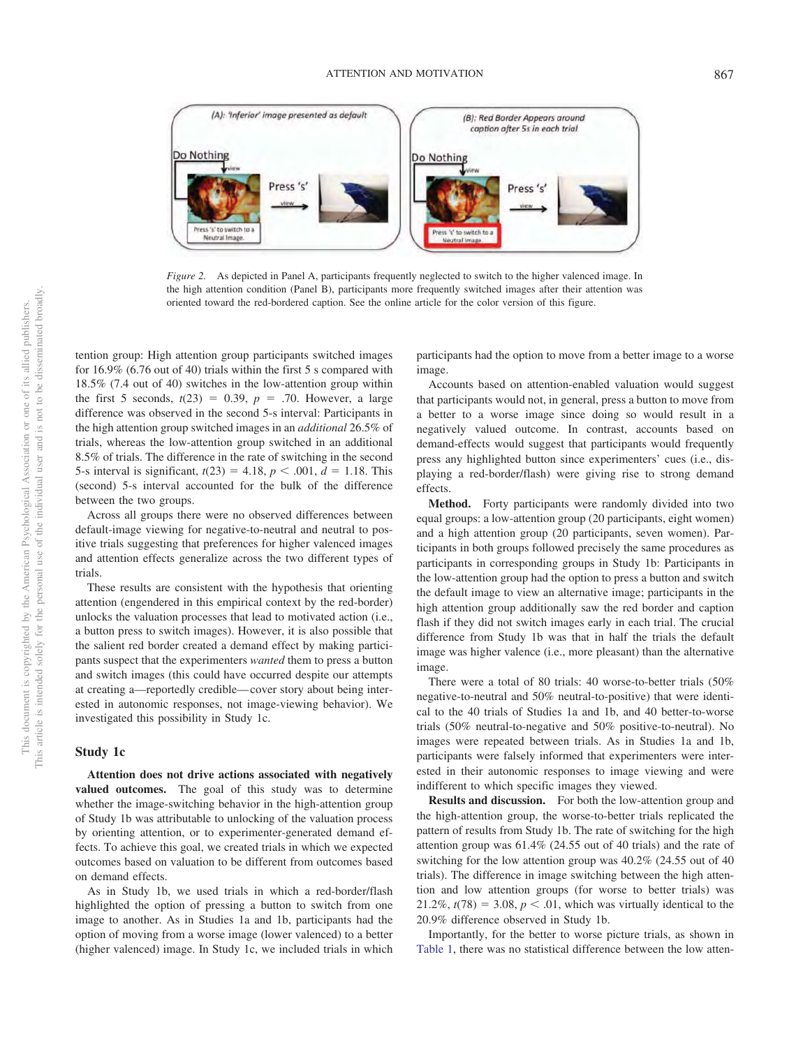*Figure 2.* As depicted in Panel A, participants frequently neglected to switch to the higher valenced image. In the high attention condition (Panel B), participants more frequently switched images after their attention was oriented toward the red-bordered caption. See the online article for the color version of this figure.

tention group: High attention group participants switched images for 16.9% (6.76 out of 40) trials within the first 5 s compared with 18.5% (7.4 out of 40) switches in the low-attention group within the first 5 seconds, $t(23) = 0.39$, $p = .70$. However, a large difference was observed in the second 5-s interval: Participants in the high attention group switched images in an *additional* 26.5% of trials, whereas the low-attention group switched in an additional 8.5% of trials. The difference in the rate of switching in the second 5-s interval is significant, $t(23) = 4.18$, $p < .001$, $d = 1.18$. This (second) 5-s interval accounted for the bulk of the difference between the two groups.

Across all groups there were no observed differences between default-image viewing for negative-to-neutral and neutral to positive trials suggesting that preferences for higher valenced images and attention effects generalize across the two different types of trials.

These results are consistent with the hypothesis that orienting attention (engendered in this empirical context by the red-border) unlocks the valuation processes that lead to motivated action (i.e., a button press to switch images). However, it is also possible that the salient red border created a demand effect by making participants suspect that the experimenters *wanted* them to press a button and switch images (this could have occurred despite our attempts at creating a—reportedly credible—cover story about being interested in autonomic responses, not image-viewing behavior). We investigated this possibility in Study 1c.

## Study 1c

**Attention does not drive actions associated with negatively valued outcomes.** The goal of this study was to determine whether the image-switching behavior in the high-attention group of Study 1b was attributable to unlocking of the valuation process by orienting attention, or to experimenter-generated demand effects. To achieve this goal, we created trials in which we expected outcomes based on valuation to be different from outcomes based on demand effects.

As in Study 1b, we used trials in which a red-border/flash highlighted the option of pressing a button to switch from one image to another. As in Studies 1a and 1b, participants had the option of moving from a worse image (lower valenced) to a better (higher valenced) image. In Study 1c, we included trials in which participants had the option to move from a better image to a worse image.

Accounts based on attention-enabled valuation would suggest that participants would not, in general, press a button to move from a better to a worse image since doing so would result in a negatively valued outcome. In contrast, accounts based on demand-effects would suggest that participants would frequently press any highlighted button since experimenters' cues (i.e., displaying a red-border/flash) were giving rise to strong demand effects.

**Method.** Forty participants were randomly divided into two equal groups: a low-attention group (20 participants, eight women) and a high attention group (20 participants, seven women). Participants in both groups followed precisely the same procedures as participants in corresponding groups in Study 1b: Participants in the low-attention group had the option to press a button and switch the default image to view an alternative image; participants in the high attention group additionally saw the red border and caption flash if they did not switch images early in each trial. The crucial difference from Study 1b was that in half the trials the default image was higher valence (i.e., more pleasant) than the alternative image.

There were a total of 80 trials: 40 worse-to-better trials (50% negative-to-neutral and 50% neutral-to-positive) that were identical to the 40 trials of Studies 1a and 1b, and 40 better-to-worse trials (50% neutral-to-negative and 50% positive-to-neutral). No images were repeated between trials. As in Studies 1a and 1b, participants were falsely informed that experimenters were interested in their autonomic responses to image viewing and were indifferent to which specific images they viewed.

**Results and discussion.** For both the low-attention group and the high-attention group, the worse-to-better trials replicated the pattern of results from Study 1b. The rate of switching for the high attention group was 61.4% (24.55 out of 40 trials) and the rate of switching for the low attention group was 40.2% (24.55 out of 40 trials). The difference in image switching between the high attention and low attention groups (for worse to better trials) was 21.2%, $t(78) = 3.08$, $p < .01$, which was virtually identical to the 20.9% difference observed in Study 1b.

Importantly, for the better to worse picture trials, as shown in Table 1, there was no statistical difference between the low atten-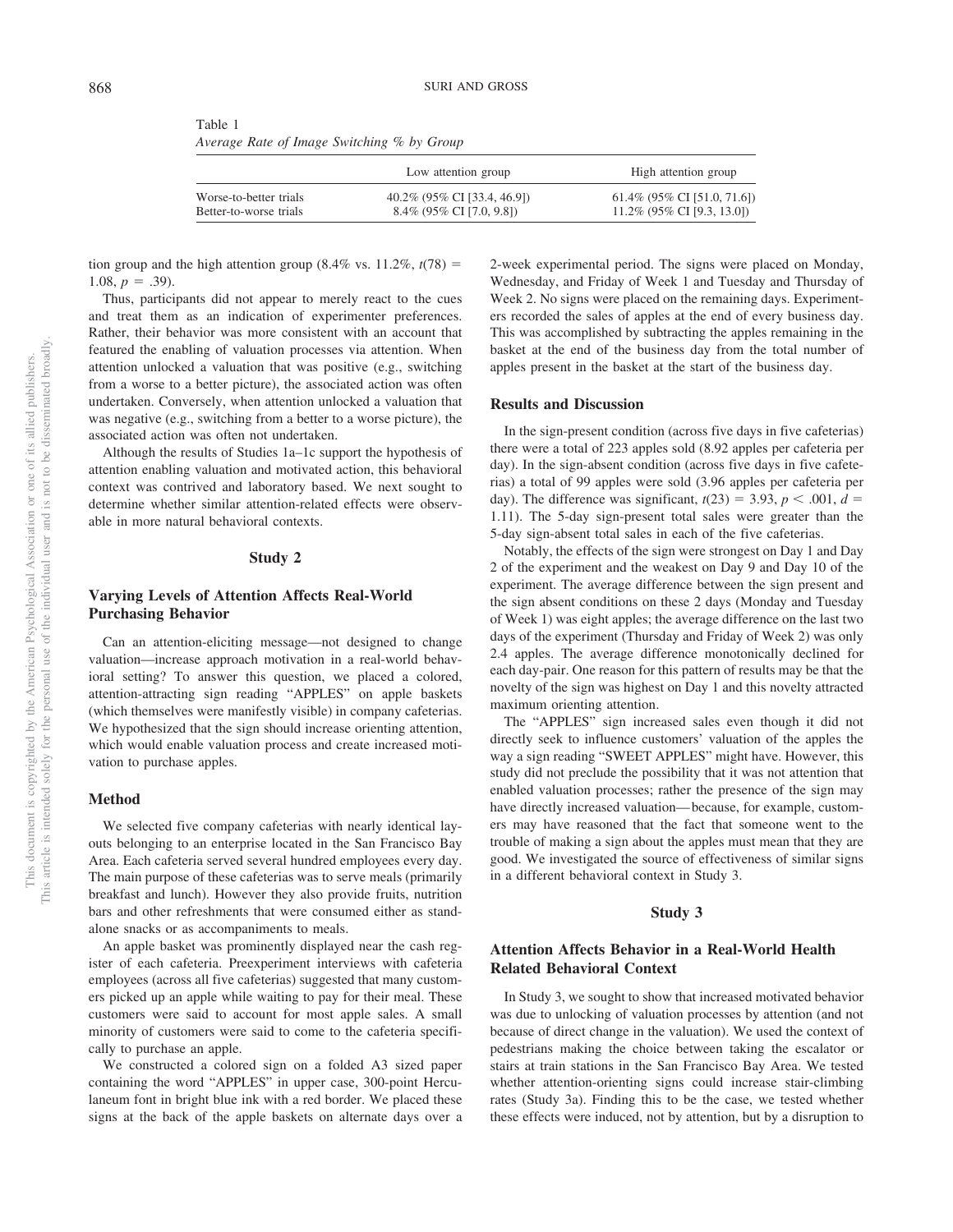Table 1
*Average Rate of Image Switching % by Group*

| | Low attention group | High attention group |
|---|---|---|
| Worse-to-better trials | 40.2% (95% CI [33.4, 46.9]) | 61.4% (95% CI [51.0, 71.6]) |
| Better-to-worse trials | 8.4% (95% CI [7.0, 9.8]) | 11.2% (95% CI [9.3, 13.0]) |

tion group and the high attention group (8.4% vs. 11.2%, $t(78) = 1.08$, $p = .39$).

Thus, participants did not appear to merely react to the cues and treat them as an indication of experimenter preferences. Rather, their behavior was more consistent with an account that featured the enabling of valuation processes via attention. When attention unlocked a valuation that was positive (e.g., switching from a worse to a better picture), the associated action was often undertaken. Conversely, when attention unlocked a valuation that was negative (e.g., switching from a better to a worse picture), the associated action was often not undertaken.

Although the results of Studies 1a–1c support the hypothesis of attention enabling valuation and motivated action, this behavioral context was contrived and laboratory based. We next sought to determine whether similar attention-related effects were observable in more natural behavioral contexts.

## Study 2

### Varying Levels of Attention Affects Real-World Purchasing Behavior

Can an attention-eliciting message—not designed to change valuation—increase approach motivation in a real-world behavioral setting? To answer this question, we placed a colored, attention-attracting sign reading "APPLES" on apple baskets (which themselves were manifestly visible) in company cafeterias. We hypothesized that the sign should increase orienting attention, which would enable valuation process and create increased motivation to purchase apples.

### Method

We selected five company cafeterias with nearly identical layouts belonging to an enterprise located in the San Francisco Bay Area. Each cafeteria served several hundred employees every day. The main purpose of these cafeterias was to serve meals (primarily breakfast and lunch). However they also provide fruits, nutrition bars and other refreshments that were consumed either as standalone snacks or as accompaniments to meals.

An apple basket was prominently displayed near the cash register of each cafeteria. Preexperiment interviews with cafeteria employees (across all five cafeterias) suggested that many customers picked up an apple while waiting to pay for their meal. These customers were said to account for most apple sales. A small minority of customers were said to come to the cafeteria specifically to purchase an apple.

We constructed a colored sign on a folded A3 sized paper containing the word "APPLES" in upper case, 300-point Herculaneum font in bright blue ink with a red border. We placed these signs at the back of the apple baskets on alternate days over a 2-week experimental period. The signs were placed on Monday, Wednesday, and Friday of Week 1 and Tuesday and Thursday of Week 2. No signs were placed on the remaining days. Experimenters recorded the sales of apples at the end of every business day. This was accomplished by subtracting the apples remaining in the basket at the end of the business day from the total number of apples present in the basket at the start of the business day.

### Results and Discussion

In the sign-present condition (across five days in five cafeterias) there were a total of 223 apples sold (8.92 apples per cafeteria per day). In the sign-absent condition (across five days in five cafeterias) a total of 99 apples were sold (3.96 apples per cafeteria per day). The difference was significant, $t(23) = 3.93$, $p < .001$, $d = 1.11$). The 5-day sign-present total sales were greater than the 5-day sign-absent total sales in each of the five cafeterias.

Notably, the effects of the sign were strongest on Day 1 and Day 2 of the experiment and the weakest on Day 9 and Day 10 of the experiment. The average difference between the sign present and the sign absent conditions on these 2 days (Monday and Tuesday of Week 1) was eight apples; the average difference on the last two days of the experiment (Thursday and Friday of Week 2) was only 2.4 apples. The average difference monotonically declined for each day-pair. One reason for this pattern of results may be that the novelty of the sign was highest on Day 1 and this novelty attracted maximum orienting attention.

The "APPLES" sign increased sales even though it did not directly seek to influence customers' valuation of the apples the way a sign reading "SWEET APPLES" might have. However, this study did not preclude the possibility that it was not attention that enabled valuation processes; rather the presence of the sign may have directly increased valuation—because, for example, customers may have reasoned that the fact that someone went to the trouble of making a sign about the apples must mean that they are good. We investigated the source of effectiveness of similar signs in a different behavioral context in Study 3.

## Study 3

### Attention Affects Behavior in a Real-World Health Related Behavioral Context

In Study 3, we sought to show that increased motivated behavior was due to unlocking of valuation processes by attention (and not because of direct change in the valuation). We used the context of pedestrians making the choice between taking the escalator or stairs at train stations in the San Francisco Bay Area. We tested whether attention-orienting signs could increase stair-climbing rates (Study 3a). Finding this to be the case, we tested whether these effects were induced, not by attention, but by a disruption to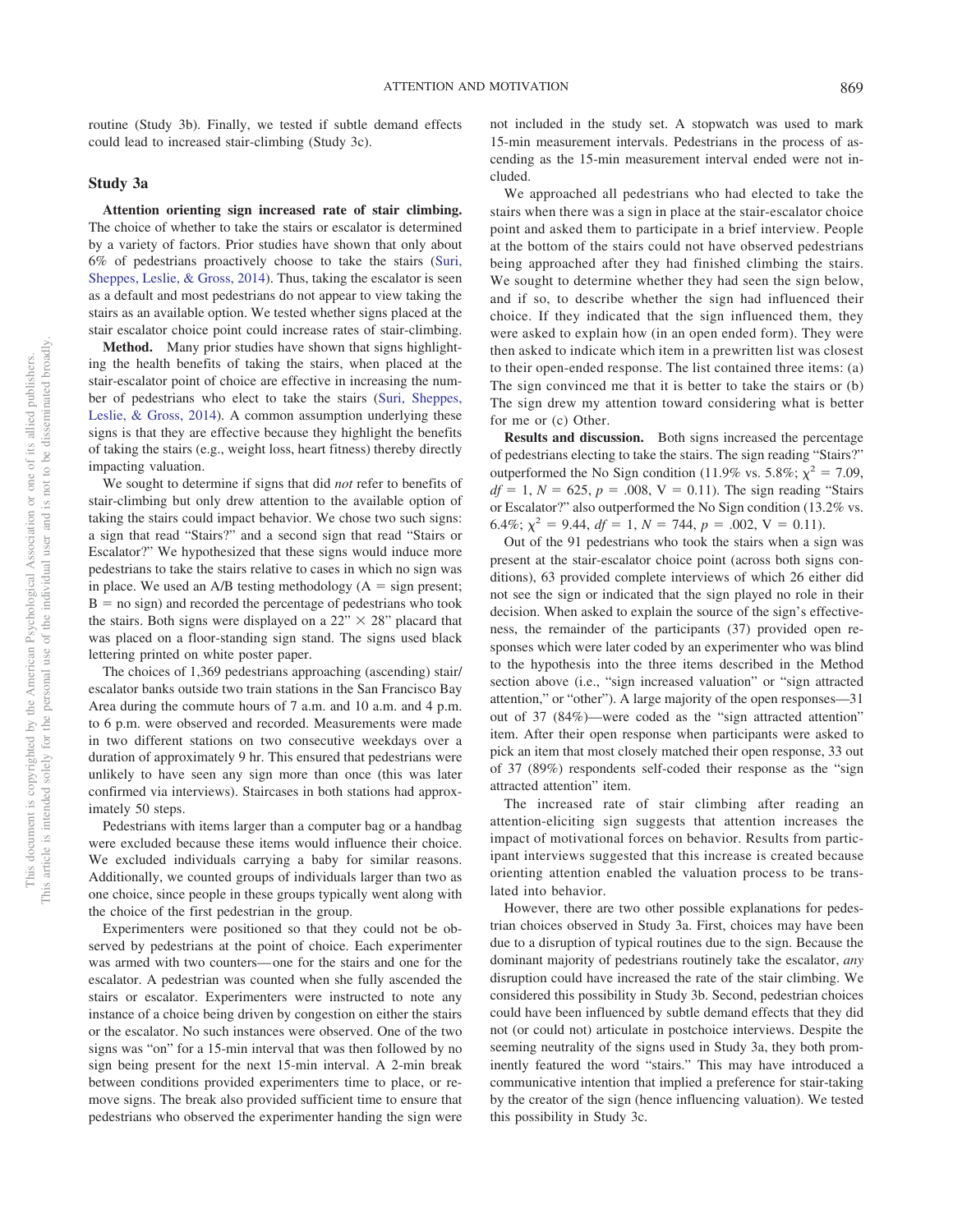routine (Study 3b). Finally, we tested if subtle demand effects could lead to increased stair-climbing (Study 3c).

## Study 3a

**Attention orienting sign increased rate of stair climbing.** The choice of whether to take the stairs or escalator is determined by a variety of factors. Prior studies have shown that only about 6% of pedestrians proactively choose to take the stairs (Suri, Sheppes, Leslie, & Gross, 2014). Thus, taking the escalator is seen as a default and most pedestrians do not appear to view taking the stairs as an available option. We tested whether signs placed at the stair escalator choice point could increase rates of stair-climbing.

**Method.** Many prior studies have shown that signs highlighting the health benefits of taking the stairs, when placed at the stair-escalator point of choice are effective in increasing the number of pedestrians who elect to take the stairs (Suri, Sheppes, Leslie, & Gross, 2014). A common assumption underlying these signs is that they are effective because they highlight the benefits of taking the stairs (e.g., weight loss, heart fitness) thereby directly impacting valuation.

We sought to determine if signs that did *not* refer to benefits of stair-climbing but only drew attention to the available option of taking the stairs could impact behavior. We chose two such signs: a sign that read "Stairs?" and a second sign that read "Stairs or Escalator?" We hypothesized that these signs would induce more pedestrians to take the stairs relative to cases in which no sign was in place. We used an A/B testing methodology (A = sign present; B = no sign) and recorded the percentage of pedestrians who took the stairs. Both signs were displayed on a 22" × 28" placard that was placed on a floor-standing sign stand. The signs used black lettering printed on white poster paper.

The choices of 1,369 pedestrians approaching (ascending) stair/escalator banks outside two train stations in the San Francisco Bay Area during the commute hours of 7 a.m. and 10 a.m. and 4 p.m. to 6 p.m. were observed and recorded. Measurements were made in two different stations on two consecutive weekdays over a duration of approximately 9 hr. This ensured that pedestrians were unlikely to have seen any sign more than once (this was later confirmed via interviews). Staircases in both stations had approximately 50 steps.

Pedestrians with items larger than a computer bag or a handbag were excluded because these items would influence their choice. We excluded individuals carrying a baby for similar reasons. Additionally, we counted groups of individuals larger than two as one choice, since people in these groups typically went along with the choice of the first pedestrian in the group.

Experimenters were positioned so that they could not be observed by pedestrians at the point of choice. Each experimenter was armed with two counters—one for the stairs and one for the escalator. A pedestrian was counted when she fully ascended the stairs or escalator. Experimenters were instructed to note any instance of a choice being driven by congestion on either the stairs or the escalator. No such instances were observed. One of the two signs was "on" for a 15-min interval that was then followed by no sign being present for the next 15-min interval. A 2-min break between conditions provided experimenters time to place, or remove signs. The break also provided sufficient time to ensure that pedestrians who observed the experimenter handing the sign were not included in the study set. A stopwatch was used to mark 15-min measurement intervals. Pedestrians in the process of ascending as the 15-min measurement interval ended were not included.

We approached all pedestrians who had elected to take the stairs when there was a sign in place at the stair-escalator choice point and asked them to participate in a brief interview. People at the bottom of the stairs could not have observed pedestrians being approached after they had finished climbing the stairs. We sought to determine whether they had seen the sign below, and if so, to describe whether the sign had influenced their choice. If they indicated that the sign influenced them, they were asked to explain how (in an open ended form). They were then asked to indicate which item in a prewritten list was closest to their open-ended response. The list contained three items: (a) The sign convinced me that it is better to take the stairs or (b) The sign drew my attention toward considering what is better for me or (c) Other.

**Results and discussion.** Both signs increased the percentage of pedestrians electing to take the stairs. The sign reading "Stairs?" outperformed the No Sign condition (11.9% vs. 5.8%; $\chi^2 = 7.09$, $df = 1$, $N = 625$, $p = .008$, $V = 0.11$). The sign reading "Stairs or Escalator?" also outperformed the No Sign condition (13.2% vs. 6.4%; $\chi^2 = 9.44$, $df = 1$, $N = 744$, $p = .002$, $V = 0.11$).

Out of the 91 pedestrians who took the stairs when a sign was present at the stair-escalator choice point (across both signs conditions), 63 provided complete interviews of which 26 either did not see the sign or indicated that the sign played no role in their decision. When asked to explain the source of the sign's effectiveness, the remainder of the participants (37) provided open responses which were later coded by an experimenter who was blind to the hypothesis into the three items described in the Method section above (i.e., "sign increased valuation" or "sign attracted attention," or "other"). A large majority of the open responses—31 out of 37 (84%)—were coded as the "sign attracted attention" item. After their open response when participants were asked to pick an item that most closely matched their open response, 33 out of 37 (89%) respondents self-coded their response as the "sign attracted attention" item.

The increased rate of stair climbing after reading an attention-eliciting sign suggests that attention increases the impact of motivational forces on behavior. Results from participant interviews suggested that this increase is created because orienting attention enabled the valuation process to be translated into behavior.

However, there are two other possible explanations for pedestrian choices observed in Study 3a. First, choices may have been due to a disruption of typical routines due to the sign. Because the dominant majority of pedestrians routinely take the escalator, *any* disruption could have increased the rate of the stair climbing. We considered this possibility in Study 3b. Second, pedestrian choices could have been influenced by subtle demand effects that they did not (or could not) articulate in postchoice interviews. Despite the seeming neutrality of the signs used in Study 3a, they both prominently featured the word "stairs." This may have introduced a communicative intention that implied a preference for stair-taking by the creator of the sign (hence influencing valuation). We tested this possibility in Study 3c.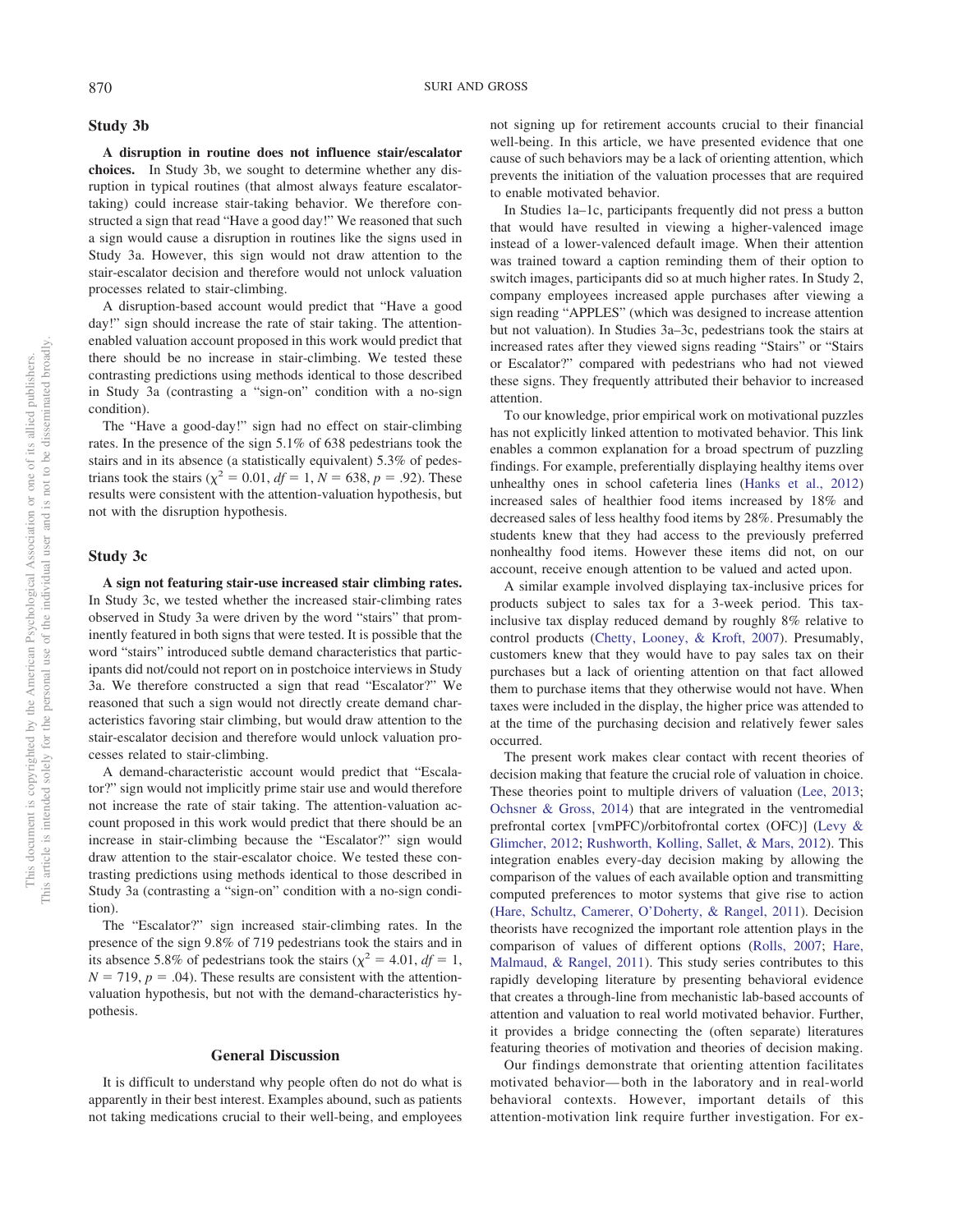## Study 3b

**A disruption in routine does not influence stair/escalator choices.** In Study 3b, we sought to determine whether any disruption in typical routines (that almost always feature escalator-taking) could increase stair-taking behavior. We therefore constructed a sign that read "Have a good day!" We reasoned that such a sign would cause a disruption in routines like the signs used in Study 3a. However, this sign would not draw attention to the stair-escalator decision and therefore would not unlock valuation processes related to stair-climbing.

A disruption-based account would predict that "Have a good day!" sign should increase the rate of stair taking. The attention-enabled valuation account proposed in this work would predict that there should be no increase in stair-climbing. We tested these contrasting predictions using methods identical to those described in Study 3a (contrasting a "sign-on" condition with a no-sign condition).

The "Have a good-day!" sign had no effect on stair-climbing rates. In the presence of the sign 5.1% of 638 pedestrians took the stairs and in its absence (a statistically equivalent) 5.3% of pedestrians took the stairs ($\chi^2 = 0.01$, $df = 1$, $N = 638$, $p = .92$). These results were consistent with the attention-valuation hypothesis, but not with the disruption hypothesis.

## Study 3c

**A sign not featuring stair-use increased stair climbing rates.** In Study 3c, we tested whether the increased stair-climbing rates observed in Study 3a were driven by the word "stairs" that prominently featured in both signs that were tested. It is possible that the word "stairs" introduced subtle demand characteristics that participants did not/could not report on in postchoice interviews in Study 3a. We therefore constructed a sign that read "Escalator?" We reasoned that such a sign would not directly create demand characteristics favoring stair climbing, but would draw attention to the stair-escalator decision and therefore would unlock valuation processes related to stair-climbing.

A demand-characteristic account would predict that "Escalator?" sign would not implicitly prime stair use and would therefore not increase the rate of stair taking. The attention-valuation account proposed in this work would predict that there should be an increase in stair-climbing because the "Escalator?" sign would draw attention to the stair-escalator choice. We tested these contrasting predictions using methods identical to those described in Study 3a (contrasting a "sign-on" condition with a no-sign condition).

The "Escalator?" sign increased stair-climbing rates. In the presence of the sign 9.8% of 719 pedestrians took the stairs and in its absence 5.8% of pedestrians took the stairs ($\chi^2 = 4.01$, $df = 1$, $N = 719$, $p = .04$). These results are consistent with the attention-valuation hypothesis, but not with the demand-characteristics hypothesis.

# General Discussion

It is difficult to understand why people often do not do what is apparently in their best interest. Examples abound, such as patients not taking medications crucial to their well-being, and employees not signing up for retirement accounts crucial to their financial well-being. In this article, we have presented evidence that one cause of such behaviors may be a lack of orienting attention, which prevents the initiation of the valuation processes that are required to enable motivated behavior.

In Studies 1a–1c, participants frequently did not press a button that would have resulted in viewing a higher-valenced image instead of a lower-valenced default image. When their attention was trained toward a caption reminding them of their option to switch images, participants did so at much higher rates. In Study 2, company employees increased apple purchases after viewing a sign reading "APPLES" (which was designed to increase attention but not valuation). In Studies 3a–3c, pedestrians took the stairs at increased rates after they viewed signs reading "Stairs" or "Stairs or Escalator?" compared with pedestrians who had not viewed these signs. They frequently attributed their behavior to increased attention.

To our knowledge, prior empirical work on motivational puzzles has not explicitly linked attention to motivated behavior. This link enables a common explanation for a broad spectrum of puzzling findings. For example, preferentially displaying healthy items over unhealthy ones in school cafeteria lines (Hanks et al., 2012) increased sales of healthier food items increased by 18% and decreased sales of less healthy food items by 28%. Presumably the students knew that they had access to the previously preferred nonhealthy food items. However these items did not, on our account, receive enough attention to be valued and acted upon.

A similar example involved displaying tax-inclusive prices for products subject to sales tax for a 3-week period. This tax-inclusive tax display reduced demand by roughly 8% relative to control products (Chetty, Looney, & Kroft, 2007). Presumably, customers knew that they would have to pay sales tax on their purchases but a lack of orienting attention on that fact allowed them to purchase items that they otherwise would not have. When taxes were included in the display, the higher price was attended to at the time of the purchasing decision and relatively fewer sales occurred.

The present work makes clear contact with recent theories of decision making that feature the crucial role of valuation in choice. These theories point to multiple drivers of valuation (Lee, 2013; Ochsner & Gross, 2014) that are integrated in the ventromedial prefrontal cortex [vmPFC)/orbitofrontal cortex (OFC)] (Levy & Glimcher, 2012; Rushworth, Kolling, Sallet, & Mars, 2012). This integration enables every-day decision making by allowing the comparison of the values of each available option and transmitting computed preferences to motor systems that give rise to action (Hare, Schultz, Camerer, O'Doherty, & Rangel, 2011). Decision theorists have recognized the important role attention plays in the comparison of values of different options (Rolls, 2007; Hare, Malmaud, & Rangel, 2011). This study series contributes to this rapidly developing literature by presenting behavioral evidence that creates a through-line from mechanistic lab-based accounts of attention and valuation to real world motivated behavior. Further, it provides a bridge connecting the (often separate) literatures featuring theories of motivation and theories of decision making.

Our findings demonstrate that orienting attention facilitates motivated behavior—both in the laboratory and in real-world behavioral contexts. However, important details of this attention-motivation link require further investigation. For ex-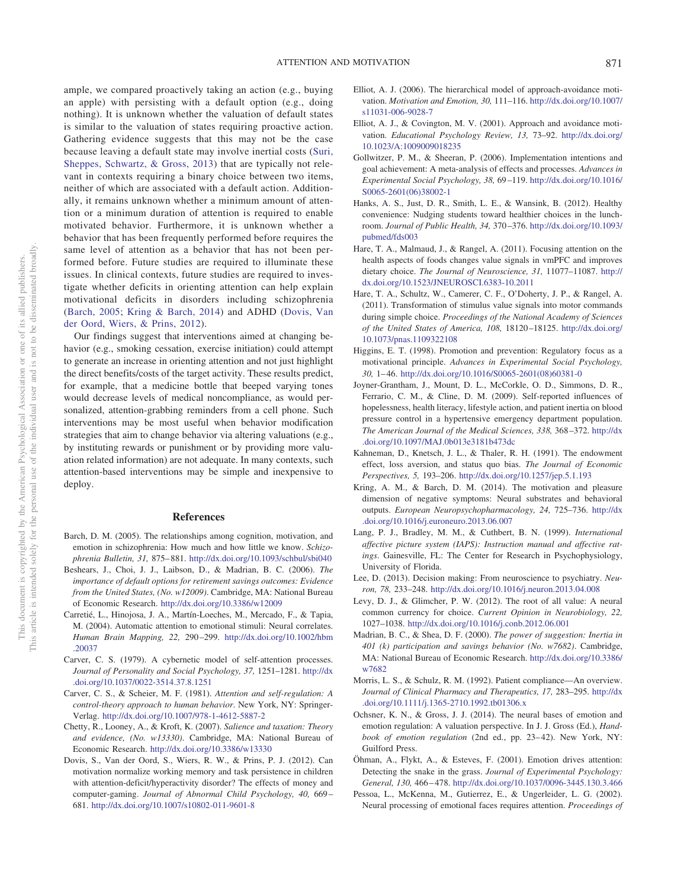ample, we compared proactively taking an action (e.g., buying an apple) with persisting with a default option (e.g., doing nothing). It is unknown whether the valuation of default states is similar to the valuation of states requiring proactive action. Gathering evidence suggests that this may not be the case because leaving a default state may involve inertial costs (Suri, Sheppes, Schwartz, & Gross, 2013) that are typically not relevant in contexts requiring a binary choice between two items, neither of which are associated with a default action. Additionally, it remains unknown whether a minimum amount of attention or a minimum duration of attention is required to enable motivated behavior. Furthermore, it is unknown whether a behavior that has been frequently performed before requires the same level of attention as a behavior that has not been performed before. Future studies are required to illuminate these issues. In clinical contexts, future studies are required to investigate whether deficits in orienting attention can help explain motivational deficits in disorders including schizophrenia (Barch, 2005; Kring & Barch, 2014) and ADHD (Dovis, Van der Oord, Wiers, & Prins, 2012).

Our findings suggest that interventions aimed at changing behavior (e.g., smoking cessation, exercise initiation) could attempt to generate an increase in orienting attention and not just highlight the direct benefits/costs of the target activity. These results predict, for example, that a medicine bottle that beeped varying tones would decrease levels of medical noncompliance, as would personalized, attention-grabbing reminders from a cell phone. Such interventions may be most useful when behavior modification strategies that aim to change behavior via altering valuations (e.g., by instituting rewards or punishment or by providing more valuation related information) are not adequate. In many contexts, such attention-based interventions may be simple and inexpensive to deploy.

## References

Barch, D. M. (2005). The relationships among cognition, motivation, and emotion in schizophrenia: How much and how little we know. *Schizophrenia Bulletin, 31,* 875–881. http://dx.doi.org/10.1093/schbul/sbi040

Beshears, J., Choi, J. J., Laibson, D., & Madrian, B. C. (2006). *The importance of default options for retirement savings outcomes: Evidence from the United States, (No. w12009)*. Cambridge, MA: National Bureau of Economic Research. http://dx.doi.org/10.3386/w12009

Carretié, L., Hinojosa, J. A., Martín-Loeches, M., Mercado, F., & Tapia, M. (2004). Automatic attention to emotional stimuli: Neural correlates. *Human Brain Mapping, 22,* 290–299. http://dx.doi.org/10.1002/hbm.20037

Carver, C. S. (1979). A cybernetic model of self-attention processes. *Journal of Personality and Social Psychology, 37,* 1251–1281. http://dx.doi.org/10.1037/0022-3514.37.8.1251

Carver, C. S., & Scheier, M. F. (1981). *Attention and self-regulation: A control-theory approach to human behavior*. New York, NY: Springer-Verlag. http://dx.doi.org/10.1007/978-1-4612-5887-2

Chetty, R., Looney, A., & Kroft, K. (2007). *Salience and taxation: Theory and evidence, (No. w13330)*. Cambridge, MA: National Bureau of Economic Research. http://dx.doi.org/10.3386/w13330

Dovis, S., Van der Oord, S., Wiers, R. W., & Prins, P. J. (2012). Can motivation normalize working memory and task persistence in children with attention-deficit/hyperactivity disorder? The effects of money and computer-gaming. *Journal of Abnormal Child Psychology, 40,* 669–681. http://dx.doi.org/10.1007/s10802-011-9601-8

Elliot, A. J. (2006). The hierarchical model of approach-avoidance motivation. *Motivation and Emotion, 30,* 111–116. http://dx.doi.org/10.1007/s11031-006-9028-7

Elliot, A. J., & Covington, M. V. (2001). Approach and avoidance motivation. *Educational Psychology Review, 13,* 73–92. http://dx.doi.org/10.1023/A:1009009018235

Gollwitzer, P. M., & Sheeran, P. (2006). Implementation intentions and goal achievement: A meta-analysis of effects and processes. *Advances in Experimental Social Psychology, 38,* 69–119. http://dx.doi.org/10.1016/S0065-2601(06)38002-1

Hanks, A. S., Just, D. R., Smith, L. E., & Wansink, B. (2012). Healthy convenience: Nudging students toward healthier choices in the lunchroom. *Journal of Public Health, 34,* 370–376. http://dx.doi.org/10.1093/pubmed/fds003

Hare, T. A., Malmaud, J., & Rangel, A. (2011). Focusing attention on the health aspects of foods changes value signals in vmPFC and improves dietary choice. *The Journal of Neuroscience, 31,* 11077–11087. http://dx.doi.org/10.1523/JNEUROSCI.6383-10.2011

Hare, T. A., Schultz, W., Camerer, C. F., O'Doherty, J. P., & Rangel, A. (2011). Transformation of stimulus value signals into motor commands during simple choice. *Proceedings of the National Academy of Sciences of the United States of America, 108,* 18120–18125. http://dx.doi.org/10.1073/pnas.1109322108

Higgins, E. T. (1998). Promotion and prevention: Regulatory focus as a motivational principle. *Advances in Experimental Social Psychology, 30,* 1–46. http://dx.doi.org/10.1016/S0065-2601(08)60381-0

Joyner-Grantham, J., Mount, D. L., McCorkle, O. D., Simmons, D. R., Ferrario, C. M., & Cline, D. M. (2009). Self-reported influences of hopelessness, health literacy, lifestyle action, and patient inertia on blood pressure control in a hypertensive emergency department population. *The American Journal of the Medical Sciences, 338,* 368–372. http://dx.doi.org/10.1097/MAJ.0b013e3181b473dc

Kahneman, D., Knetsch, J. L., & Thaler, R. H. (1991). The endowment effect, loss aversion, and status quo bias. *The Journal of Economic Perspectives, 5,* 193–206. http://dx.doi.org/10.1257/jep.5.1.193

Kring, A. M., & Barch, D. M. (2014). The motivation and pleasure dimension of negative symptoms: Neural substrates and behavioral outputs. *European Neuropsychopharmacology, 24,* 725–736. http://dx.doi.org/10.1016/j.euroneuro.2013.06.007

Lang, P. J., Bradley, M. M., & Cuthbert, B. N. (1999). *International affective picture system (IAPS): Instruction manual and affective ratings*. Gainesville, FL: The Center for Research in Psychophysiology, University of Florida.

Lee, D. (2013). Decision making: From neuroscience to psychiatry. *Neuron, 78,* 233–248. http://dx.doi.org/10.1016/j.neuron.2013.04.008

Levy, D. J., & Glimcher, P. W. (2012). The root of all value: A neural common currency for choice. *Current Opinion in Neurobiology, 22,* 1027–1038. http://dx.doi.org/10.1016/j.conb.2012.06.001

Madrian, B. C., & Shea, D. F. (2000). *The power of suggestion: Inertia in 401 (k) participation and savings behavior (No. w7682)*. Cambridge, MA: National Bureau of Economic Research. http://dx.doi.org/10.3386/w7682

Morris, L. S., & Schulz, R. M. (1992). Patient compliance—An overview. *Journal of Clinical Pharmacy and Therapeutics, 17,* 283–295. http://dx.doi.org/10.1111/j.1365-2710.1992.tb01306.x

Ochsner, K. N., & Gross, J. J. (2014). The neural bases of emotion and emotion regulation: A valuation perspective. In J. J. Gross (Ed.), *Handbook of emotion regulation* (2nd ed., pp. 23–42). New York, NY: Guilford Press.

Öhman, A., Flykt, A., & Esteves, F. (2001). Emotion drives attention: Detecting the snake in the grass. *Journal of Experimental Psychology: General, 130,* 466–478. http://dx.doi.org/10.1037/0096-3445.130.3.466

Pessoa, L., McKenna, M., Gutierrez, E., & Ungerleider, L. G. (2002). Neural processing of emotional faces requires attention. *Proceedings of*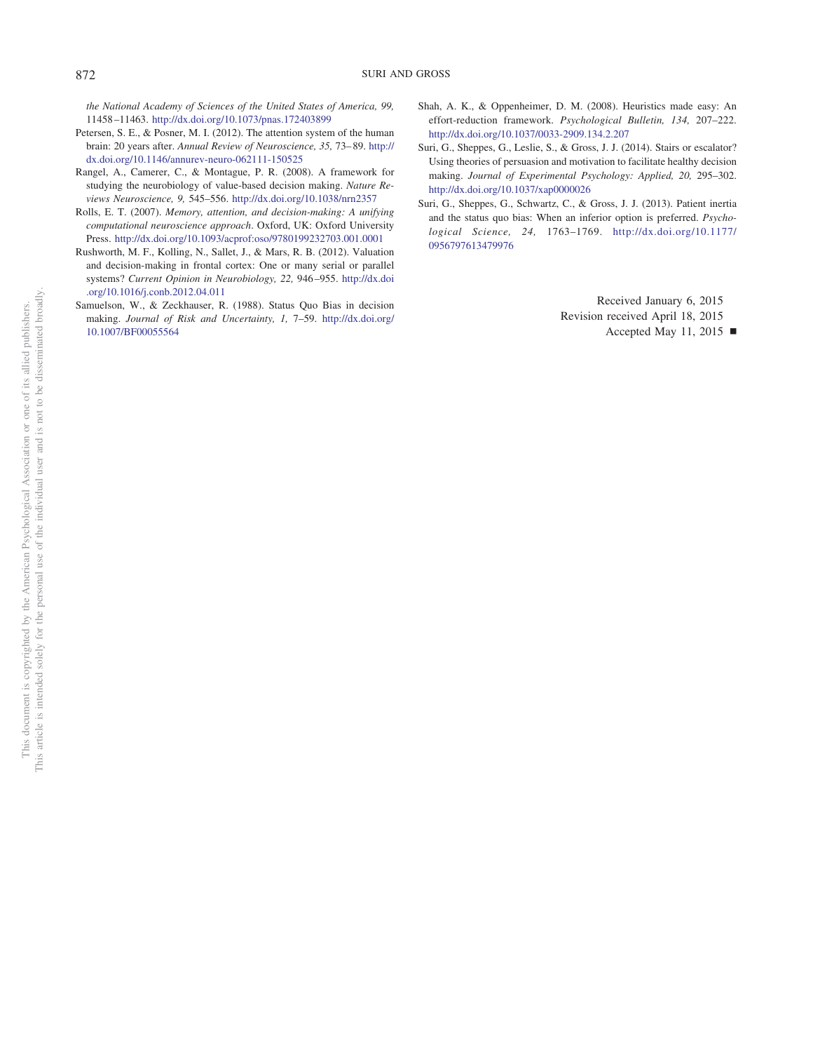the National Academy of Sciences of the United States of America, 99,* 11458–11463. http://dx.doi.org/10.1073/pnas.172403899

Petersen, S. E., & Posner, M. I. (2012). The attention system of the human brain: 20 years after. *Annual Review of Neuroscience, 35,* 73–89. http://dx.doi.org/10.1146/annurev-neuro-062111-150525

Rangel, A., Camerer, C., & Montague, P. R. (2008). A framework for studying the neurobiology of value-based decision making. *Nature Reviews Neuroscience, 9,* 545–556. http://dx.doi.org/10.1038/nrn2357

Rolls, E. T. (2007). *Memory, attention, and decision-making: A unifying computational neuroscience approach*. Oxford, UK: Oxford University Press. http://dx.doi.org/10.1093/acprof:oso/9780199232703.001.0001

Rushworth, M. F., Kolling, N., Sallet, J., & Mars, R. B. (2012). Valuation and decision-making in frontal cortex: One or many serial or parallel systems? *Current Opinion in Neurobiology, 22,* 946–955. http://dx.doi.org/10.1016/j.conb.2012.04.011

Samuelson, W., & Zeckhauser, R. (1988). Status Quo Bias in decision making. *Journal of Risk and Uncertainty, 1,* 7–59. http://dx.doi.org/10.1007/BF00055564

Shah, A. K., & Oppenheimer, D. M. (2008). Heuristics made easy: An effort-reduction framework. *Psychological Bulletin, 134,* 207–222. http://dx.doi.org/10.1037/0033-2909.134.2.207

Suri, G., Sheppes, G., Leslie, S., & Gross, J. J. (2014). Stairs or escalator? Using theories of persuasion and motivation to facilitate healthy decision making. *Journal of Experimental Psychology: Applied, 20,* 295–302. http://dx.doi.org/10.1037/xap0000026

Suri, G., Sheppes, G., Schwartz, C., & Gross, J. J. (2013). Patient inertia and the status quo bias: When an inferior option is preferred. *Psychological Science, 24,* 1763–1769. http://dx.doi.org/10.1177/0956797613479976

Received January 6, 2015
Revision received April 18, 2015
Accepted May 11, 2015 ■